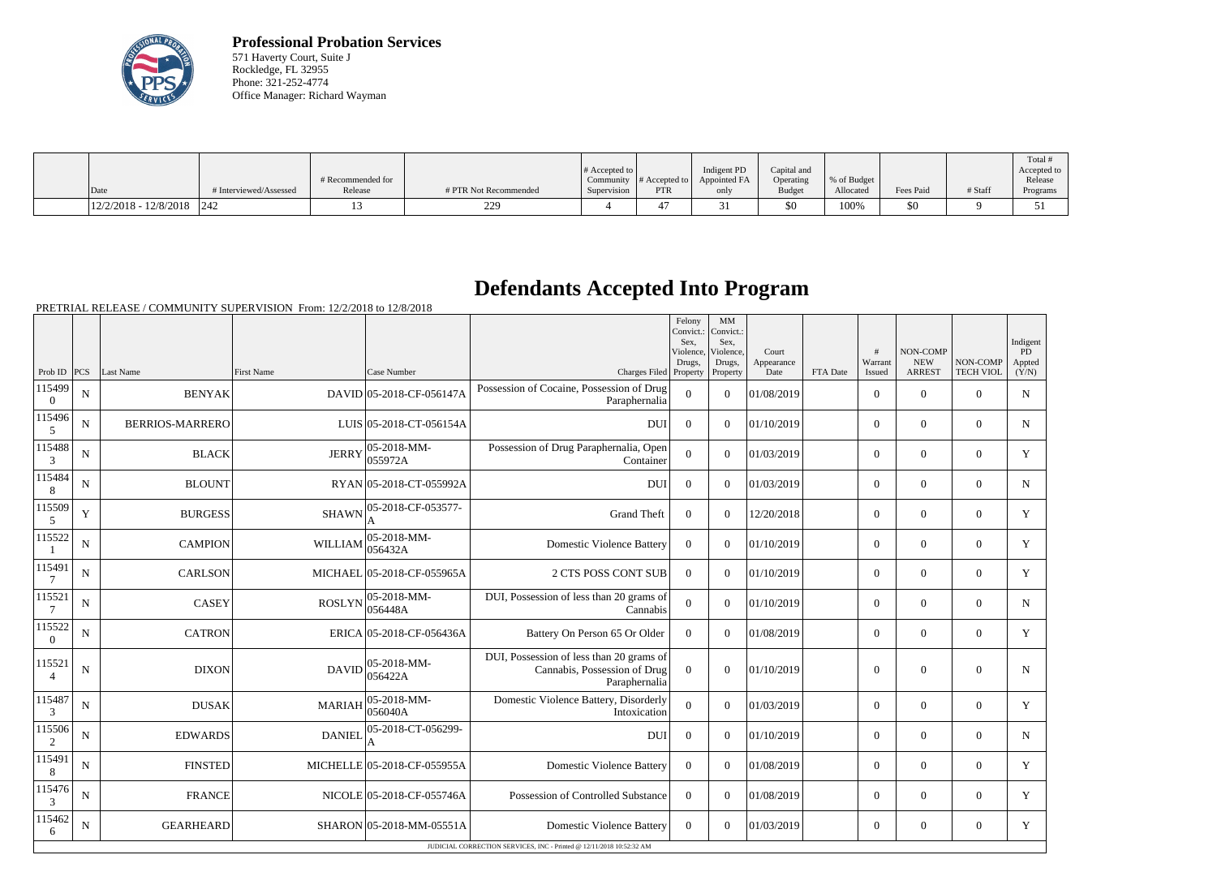**Professional Probation Services**
571 Haverty Court, Suite J
Rockledge, FL 32955
Phone: 321-252-4774
Office Manager: Richard Wayman

| Date | # Interviewed/Assessed | # Recommended for Release | # PTR Not Recommended | # Accepted to Community Supervision | # Accepted to PTR | Indigent PD Appointed FA only | Capital and Operating Budget | % of Budget Allocated | Fees Paid | # Staff | Total # Accepted to Release Programs |
|---|---|---|---|---|---|---|---|---|---|---|---|
| 12/2/2018 - 12/8/2018 | 242 | 13 | 229 | 4 | 47 | 31 | $0 | 100% | $0 | 9 | 51 |

# Defendants Accepted Into Program

PRETRIAL RELEASE / COMMUNITY SUPERVISION From: 12/2/2018 to 12/8/2018

| Prob ID | PCS | Last Name | First Name | Case Number | Charges Filed | Felony Convict.: Sex, Violence, Drugs, Property | MM Convict.: Sex, Violence, Drugs, Property | Court Appearance Date | FTA Date | # Warrant Issued | NON-COMP NEW ARREST | NON-COMP TECH VIOL | Indigent PD Appted (Y/N) |
|---|---|---|---|---|---|---|---|---|---|---|---|---|---|
| 1154990 | N | BENYAK | DAVID | 05-2018-CF-056147A | Possession of Cocaine, Possession of Drug Paraphernalia | 0 | 0 | 01/08/2019 | | 0 | 0 | 0 | N |
| 1154965 | N | BERRIOS-MARRERO | LUIS | 05-2018-CT-056154A | DUI | 0 | 0 | 01/10/2019 | | 0 | 0 | 0 | N |
| 1154883 | N | BLACK | JERRY | 05-2018-MM-055972A | Possession of Drug Paraphernalia, Open Container | 0 | 0 | 01/03/2019 | | 0 | 0 | 0 | Y |
| 1154848 | N | BLOUNT | RYAN | 05-2018-CT-055992A | DUI | 0 | 0 | 01/03/2019 | | 0 | 0 | 0 | N |
| 1155095 | Y | BURGESS | SHAWN | 05-2018-CF-053577-A | Grand Theft | 0 | 0 | 12/20/2018 | | 0 | 0 | 0 | Y |
| 1155221 | N | CAMPION | WILLIAM | 05-2018-MM-056432A | Domestic Violence Battery | 0 | 0 | 01/10/2019 | | 0 | 0 | 0 | Y |
| 1154917 | N | CARLSON | MICHAEL | 05-2018-CF-055965A | 2 CTS POSS CONT SUB | 0 | 0 | 01/10/2019 | | 0 | 0 | 0 | Y |
| 1155217 | N | CASEY | ROSLYN | 05-2018-MM-056448A | DUI, Possession of less than 20 grams of Cannabis | 0 | 0 | 01/10/2019 | | 0 | 0 | 0 | N |
| 1155220 | N | CATRON | ERICA | 05-2018-CF-056436A | Battery On Person 65 Or Older | 0 | 0 | 01/08/2019 | | 0 | 0 | 0 | Y |
| 1155214 | N | DIXON | DAVID | 05-2018-MM-056422A | DUI, Possession of less than 20 grams of Cannabis, Possession of Drug Paraphernalia | 0 | 0 | 01/10/2019 | | 0 | 0 | 0 | N |
| 1154873 | N | DUSAK | MARIAH | 05-2018-MM-056040A | Domestic Violence Battery, Disorderly Intoxication | 0 | 0 | 01/03/2019 | | 0 | 0 | 0 | Y |
| 1155062 | N | EDWARDS | DANIEL | 05-2018-CT-056299-A | DUI | 0 | 0 | 01/10/2019 | | 0 | 0 | 0 | N |
| 1154918 | N | FINSTED | MICHELLE | 05-2018-CF-055955A | Domestic Violence Battery | 0 | 0 | 01/08/2019 | | 0 | 0 | 0 | Y |
| 1154763 | N | FRANCE | NICOLE | 05-2018-CF-055746A | Possession of Controlled Substance | 0 | 0 | 01/08/2019 | | 0 | 0 | 0 | Y |
| 1154626 | N | GEARHEARD | SHARON | 05-2018-MM-05551A | Domestic Violence Battery | 0 | 0 | 01/03/2019 | | 0 | 0 | 0 | Y |

JUDICIAL CORRECTION SERVICES, INC - Printed @ 12/11/2018 10:52:32 AM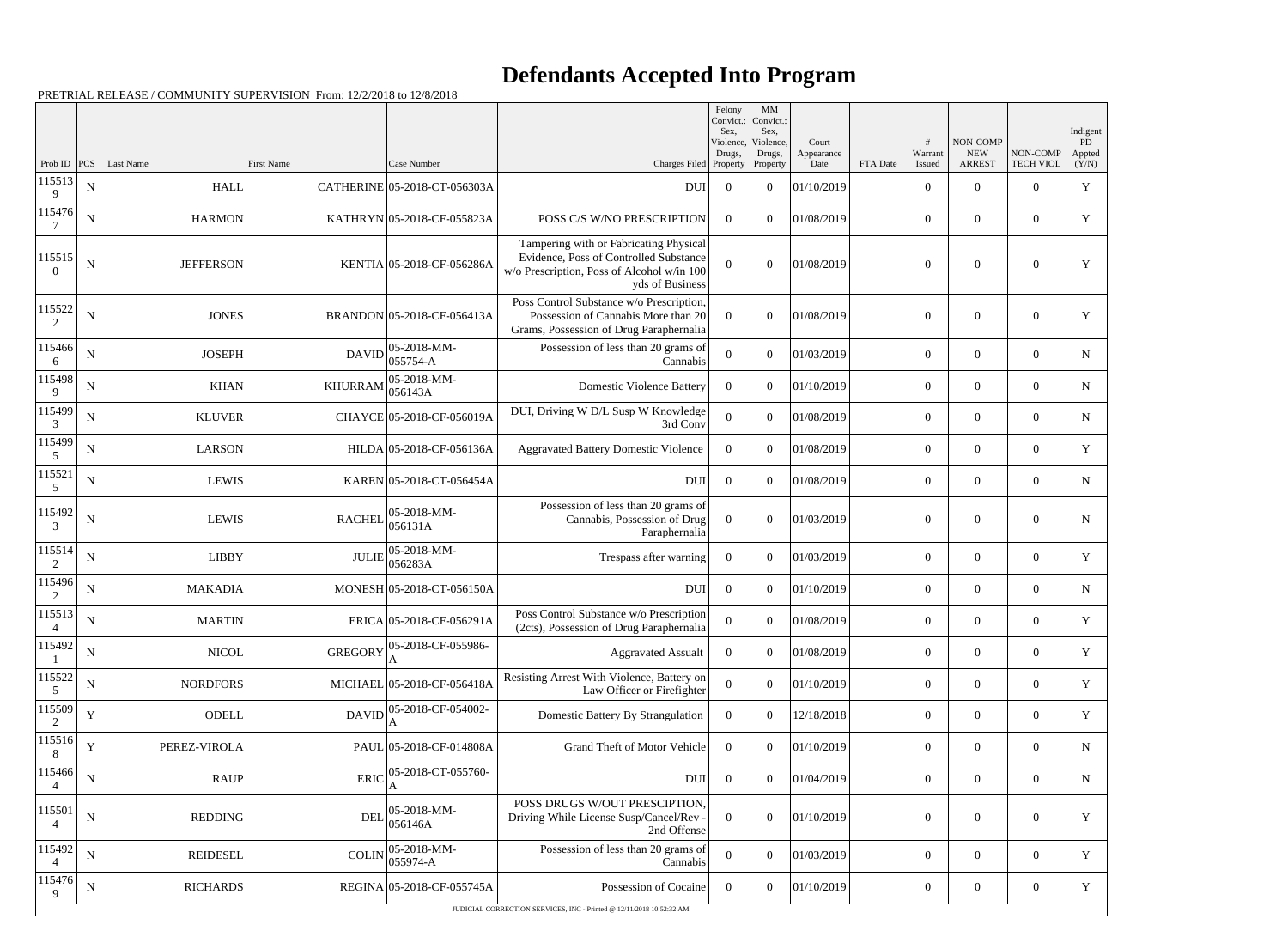# Defendants Accepted Into Program

PRETRIAL RELEASE / COMMUNITY SUPERVISION From: 12/2/2018 to 12/8/2018

| Prob ID | PCS | Last Name | First Name | Case Number | Charges Filed | Felony Convict.: Sex, Violence, Drugs, Property | MM Convict.: Sex, Violence, Drugs, Property | Court Appearance Date | FTA Date | # Warrant Issued | NON-COMP NEW ARREST | NON-COMP TECH VIOL | Indigent PD Appted (Y/N) |
|---|---|---|---|---|---|---|---|---|---|---|---|---|---|
| 1155139 | N | HALL | CATHERINE | 05-2018-CT-056303A | DUI | 0 | 0 | 01/10/2019 | | 0 | 0 | 0 | Y |
| 1154767 | N | HARMON | KATHRYN | 05-2018-CF-055823A | POSS C/S W/NO PRESCRIPTION | 0 | 0 | 01/08/2019 | | 0 | 0 | 0 | Y |
| 1155150 | N | JEFFERSON | KENTIA | 05-2018-CF-056286A | Tampering with or Fabricating Physical Evidence, Poss of Controlled Substance w/o Prescription, Poss of Alcohol w/in 100 yds of Business | 0 | 0 | 01/08/2019 | | 0 | 0 | 0 | Y |
| 1155222 | N | JONES | BRANDON | 05-2018-CF-056413A | Poss Control Substance w/o Prescription, Possession of Cannabis More than 20 Grams, Possession of Drug Paraphernalia | 0 | 0 | 01/08/2019 | | 0 | 0 | 0 | Y |
| 1154666 | N | JOSEPH | DAVID | 05-2018-MM-055754-A | Possession of less than 20 grams of Cannabis | 0 | 0 | 01/03/2019 | | 0 | 0 | 0 | N |
| 1154989 | N | KHAN | KHURRAM | 05-2018-MM-056143A | Domestic Violence Battery | 0 | 0 | 01/10/2019 | | 0 | 0 | 0 | N |
| 1154993 | N | KLUVER | CHAYCE | 05-2018-CF-056019A | DUI, Driving W D/L Susp W Knowledge 3rd Conv | 0 | 0 | 01/08/2019 | | 0 | 0 | 0 | N |
| 1154995 | N | LARSON | HILDA | 05-2018-CF-056136A | Aggravated Battery Domestic Violence | 0 | 0 | 01/08/2019 | | 0 | 0 | 0 | Y |
| 1155215 | N | LEWIS | KAREN | 05-2018-CT-056454A | DUI | 0 | 0 | 01/08/2019 | | 0 | 0 | 0 | N |
| 1154923 | N | LEWIS | RACHEL | 05-2018-MM-056131A | Possession of less than 20 grams of Cannabis, Possession of Drug Paraphernalia | 0 | 0 | 01/03/2019 | | 0 | 0 | 0 | N |
| 1155142 | N | LIBBY | JULIE | 05-2018-MM-056283A | Trespass after warning | 0 | 0 | 01/03/2019 | | 0 | 0 | 0 | Y |
| 1154962 | N | MAKADIA | MONESH | 05-2018-CT-056150A | DUI | 0 | 0 | 01/10/2019 | | 0 | 0 | 0 | N |
| 1155134 | N | MARTIN | ERICA | 05-2018-CF-056291A | Poss Control Substance w/o Prescription (2cts), Possession of Drug Paraphernalia | 0 | 0 | 01/08/2019 | | 0 | 0 | 0 | Y |
| 1154921 | N | NICOL | GREGORY | 05-2018-CF-055986-A | Aggravated Assault | 0 | 0 | 01/08/2019 | | 0 | 0 | 0 | Y |
| 1155225 | N | NORDFORS | MICHAEL | 05-2018-CF-056418A | Resisting Arrest With Violence, Battery on Law Officer or Firefighter | 0 | 0 | 01/10/2019 | | 0 | 0 | 0 | Y |
| 1155092 | Y | ODELL | DAVID | 05-2018-CF-054002-A | Domestic Battery By Strangulation | 0 | 0 | 12/18/2018 | | 0 | 0 | 0 | Y |
| 1155168 | Y | PEREZ-VIROLA | PAUL | 05-2018-CF-014808A | Grand Theft of Motor Vehicle | 0 | 0 | 01/10/2019 | | 0 | 0 | 0 | N |
| 1154664 | N | RAUP | ERIC | 05-2018-CT-055760-A | DUI | 0 | 0 | 01/04/2019 | | 0 | 0 | 0 | N |
| 1155014 | N | REDDING | DEL | 05-2018-MM-056146A | POSS DRUGS W/OUT PRESCIPTION, Driving While License Susp/Cancel/Rev - 2nd Offense | 0 | 0 | 01/10/2019 | | 0 | 0 | 0 | Y |
| 1154924 | N | REIDESEL | COLIN | 05-2018-MM-055974-A | Possession of less than 20 grams of Cannabis | 0 | 0 | 01/03/2019 | | 0 | 0 | 0 | Y |
| 1154769 | N | RICHARDS | REGINA | 05-2018-CF-055745A | Possession of Cocaine | 0 | 0 | 01/10/2019 | | 0 | 0 | 0 | Y |

JUDICIAL CORRECTION SERVICES, INC - Printed @ 12/11/2018 10:52:32 AM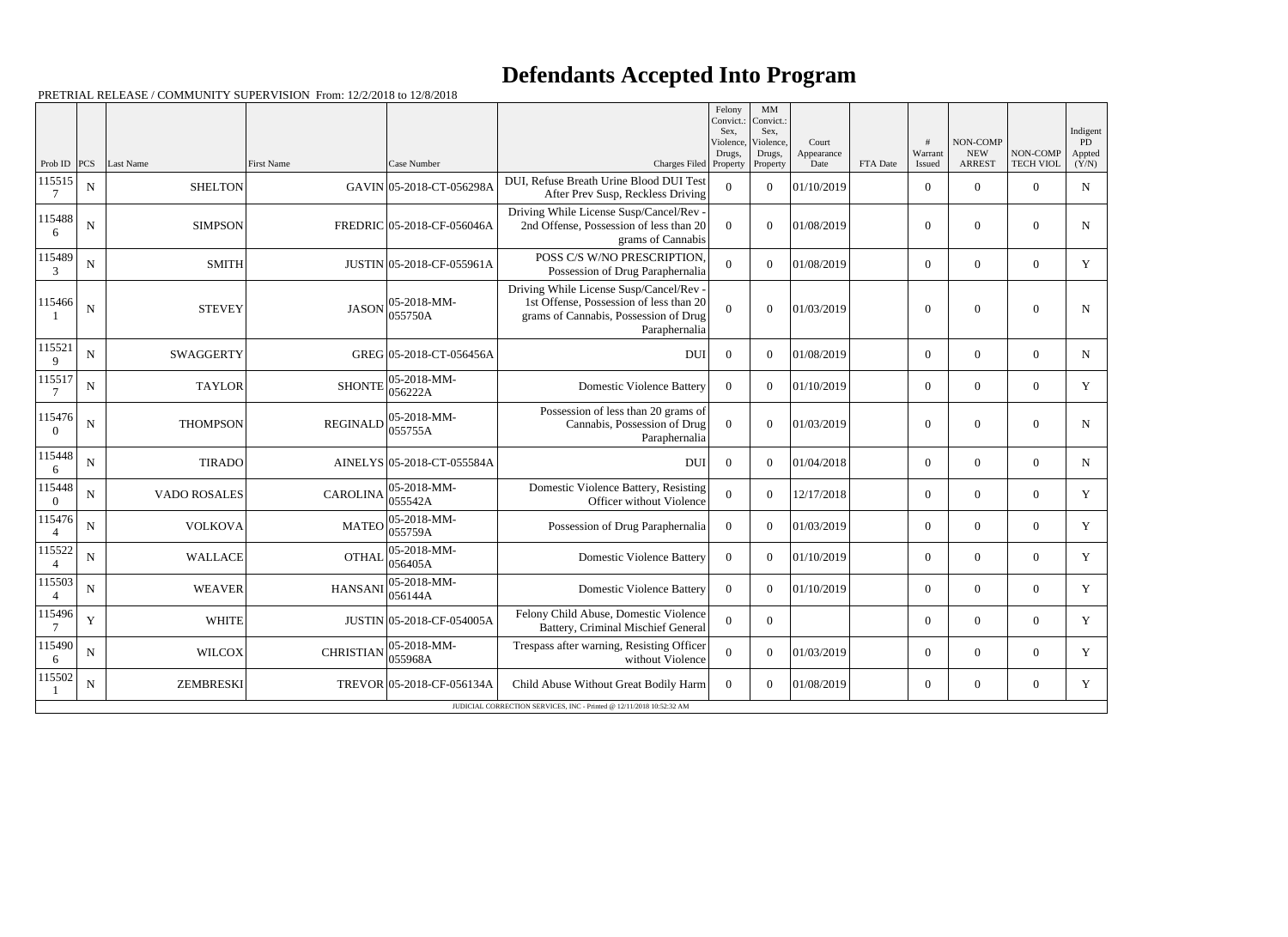# Defendants Accepted Into Program

PRETRIAL RELEASE / COMMUNITY SUPERVISION From: 12/2/2018 to 12/8/2018

| Prob ID | PCS | Last Name | First Name | Case Number | Charges Filed | Felony Convict.: Sex, Violence, Drugs, Property | MM Convict.: Sex, Violence, Drugs, Property | Court Appearance Date | FTA Date | # Warrant Issued | NON-COMP NEW ARREST | NON-COMP TECH VIOL | Indigent PD Appted (Y/N) |
|---|---|---|---|---|---|---|---|---|---|---|---|---|---|
| 1155157 | N | SHELTON | GAVIN | 05-2018-CT-056298A | DUI, Refuse Breath Urine Blood DUI Test After Prev Susp, Reckless Driving | 0 | 0 | 01/10/2019 | | 0 | 0 | 0 | N |
| 1154886 | N | SIMPSON | FREDRIC | 05-2018-CF-056046A | Driving While License Susp/Cancel/Rev - 2nd Offense, Possession of less than 20 grams of Cannabis | 0 | 0 | 01/08/2019 | | 0 | 0 | 0 | N |
| 1154893 | N | SMITH | JUSTIN | 05-2018-CF-055961A | POSS C/S W/NO PRESCRIPTION, Possession of Drug Paraphernalia | 0 | 0 | 01/08/2019 | | 0 | 0 | 0 | Y |
| 1154661 | N | STEVEY | JASON | 05-2018-MM-055750A | Driving While License Susp/Cancel/Rev - 1st Offense, Possession of less than 20 grams of Cannabis, Possession of Drug Paraphernalia | 0 | 0 | 01/03/2019 | | 0 | 0 | 0 | N |
| 1155219 | N | SWAGGERTY | GREG | 05-2018-CT-056456A | DUI | 0 | 0 | 01/08/2019 | | 0 | 0 | 0 | N |
| 1155177 | N | TAYLOR | SHONTE | 05-2018-MM-056222A | Domestic Violence Battery | 0 | 0 | 01/10/2019 | | 0 | 0 | 0 | Y |
| 1154760 | N | THOMPSON | REGINALD | 05-2018-MM-055755A | Possession of less than 20 grams of Cannabis, Possession of Drug Paraphernalia | 0 | 0 | 01/03/2019 | | 0 | 0 | 0 | N |
| 1154486 | N | TIRADO | AINELYS | 05-2018-CT-055584A | DUI | 0 | 0 | 01/04/2018 | | 0 | 0 | 0 | N |
| 1154480 | N | VADO ROSALES | CAROLINA | 05-2018-MM-055542A | Domestic Violence Battery, Resisting Officer without Violence | 0 | 0 | 12/17/2018 | | 0 | 0 | 0 | Y |
| 1154764 | N | VOLKOVA | MATEO | 05-2018-MM-055759A | Possession of Drug Paraphernalia | 0 | 0 | 01/03/2019 | | 0 | 0 | 0 | Y |
| 1155224 | N | WALLACE | OTHAL | 05-2018-MM-056405A | Domestic Violence Battery | 0 | 0 | 01/10/2019 | | 0 | 0 | 0 | Y |
| 1155034 | N | WEAVER | HANSANI | 05-2018-MM-056144A | Domestic Violence Battery | 0 | 0 | 01/10/2019 | | 0 | 0 | 0 | Y |
| 1154967 | Y | WHITE | JUSTIN | 05-2018-CF-054005A | Felony Child Abuse, Domestic Violence Battery, Criminal Mischief General | 0 | 0 | | | 0 | 0 | 0 | Y |
| 1154906 | N | WILCOX | CHRISTIAN | 05-2018-MM-055968A | Trespass after warning, Resisting Officer without Violence | 0 | 0 | 01/03/2019 | | 0 | 0 | 0 | Y |
| 1155021 | N | ZEMBRESKI | TREVOR | 05-2018-CF-056134A | Child Abuse Without Great Bodily Harm | 0 | 0 | 01/08/2019 | | 0 | 0 | 0 | Y |

JUDICIAL CORRECTION SERVICES, INC - Printed @ 12/11/2018 10:52:32 AM